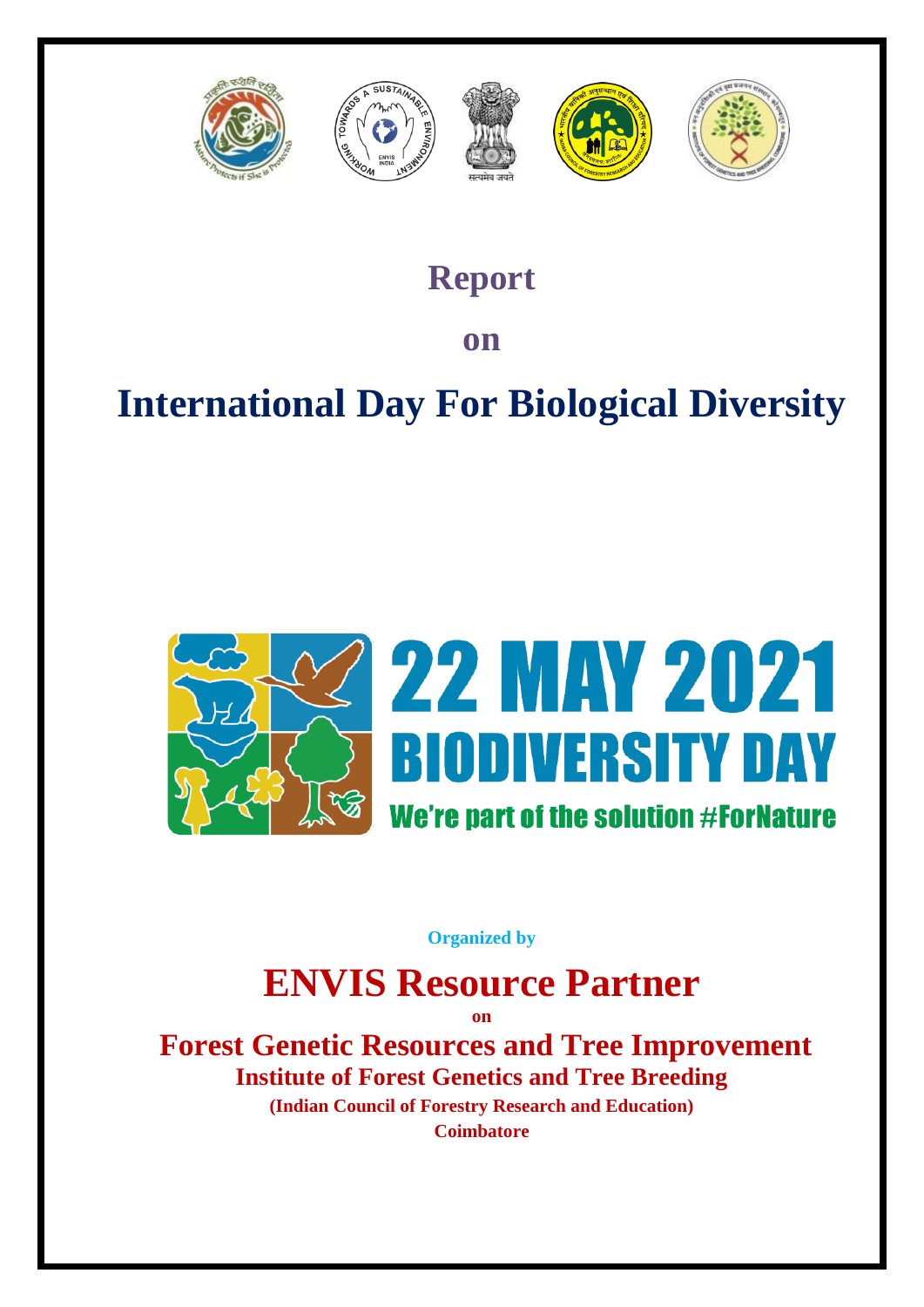# Report

# on

# International Day For Biological Diversity

**22 MAY 2021**

**BIODIVERSITY DAY**

**We're part of the solution #ForNature**

**Organized by**

## ENVIS Resource Partner

**on**

## Forest Genetic Resources and Tree Improvement

### Institute of Forest Genetics and Tree Breeding

**(Indian Council of Forestry Research and Education)**

**Coimbatore**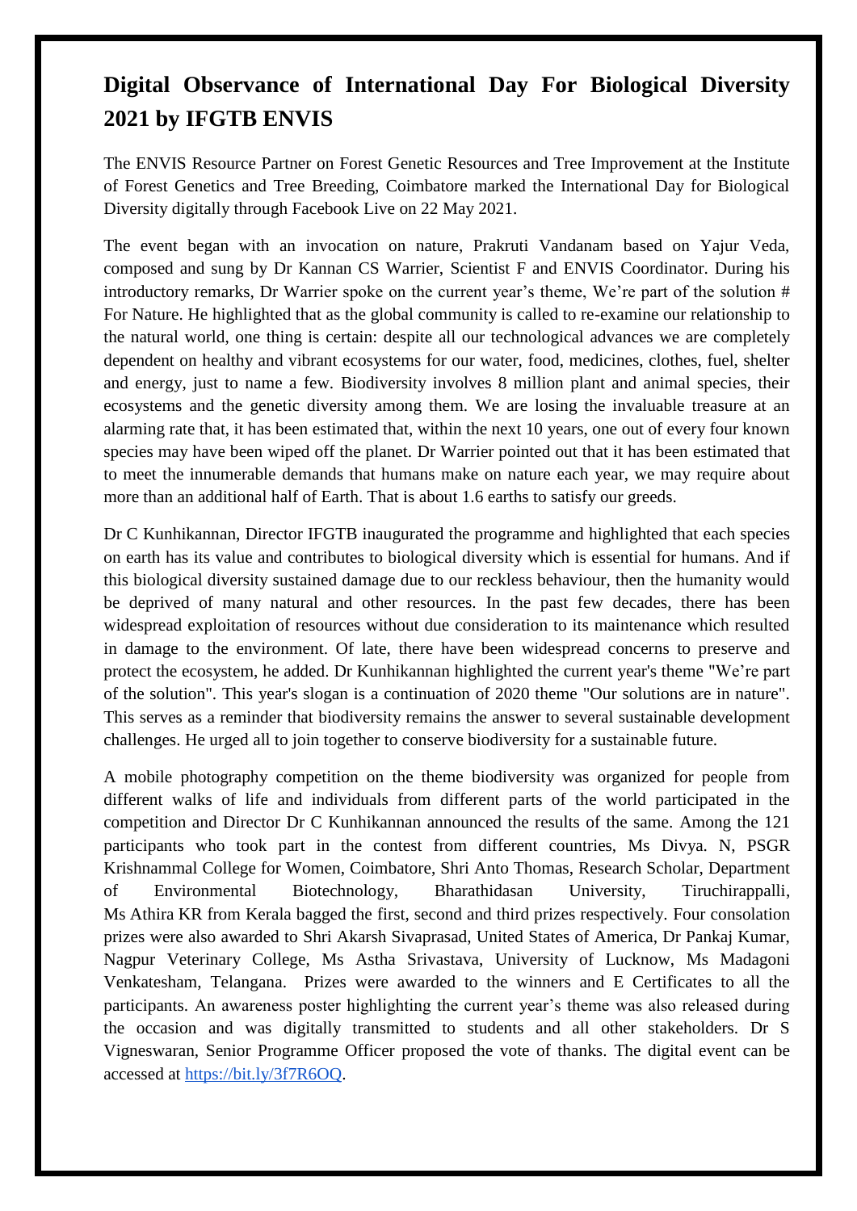# Digital Observance of International Day For Biological Diversity 2021 by IFGTB ENVIS

The ENVIS Resource Partner on Forest Genetic Resources and Tree Improvement at the Institute of Forest Genetics and Tree Breeding, Coimbatore marked the International Day for Biological Diversity digitally through Facebook Live on 22 May 2021.

The event began with an invocation on nature, Prakruti Vandanam based on Yajur Veda, composed and sung by Dr Kannan CS Warrier, Scientist F and ENVIS Coordinator. During his introductory remarks, Dr Warrier spoke on the current year's theme, We're part of the solution # For Nature. He highlighted that as the global community is called to re-examine our relationship to the natural world, one thing is certain: despite all our technological advances we are completely dependent on healthy and vibrant ecosystems for our water, food, medicines, clothes, fuel, shelter and energy, just to name a few. Biodiversity involves 8 million plant and animal species, their ecosystems and the genetic diversity among them. We are losing the invaluable treasure at an alarming rate that, it has been estimated that, within the next 10 years, one out of every four known species may have been wiped off the planet. Dr Warrier pointed out that it has been estimated that to meet the innumerable demands that humans make on nature each year, we may require about more than an additional half of Earth. That is about 1.6 earths to satisfy our greeds.

Dr C Kunhikannan, Director IFGTB inaugurated the programme and highlighted that each species on earth has its value and contributes to biological diversity which is essential for humans. And if this biological diversity sustained damage due to our reckless behaviour, then the humanity would be deprived of many natural and other resources. In the past few decades, there has been widespread exploitation of resources without due consideration to its maintenance which resulted in damage to the environment. Of late, there have been widespread concerns to preserve and protect the ecosystem, he added. Dr Kunhikannan highlighted the current year's theme "We're part of the solution". This year's slogan is a continuation of 2020 theme "Our solutions are in nature". This serves as a reminder that biodiversity remains the answer to several sustainable development challenges. He urged all to join together to conserve biodiversity for a sustainable future.

A mobile photography competition on the theme biodiversity was organized for people from different walks of life and individuals from different parts of the world participated in the competition and Director Dr C Kunhikannan announced the results of the same. Among the 121 participants who took part in the contest from different countries, Ms Divya. N, PSGR Krishnammal College for Women, Coimbatore, Shri Anto Thomas, Research Scholar, Department of Environmental Biotechnology, Bharathidasan University, Tiruchirappalli, Ms Athira KR from Kerala bagged the first, second and third prizes respectively. Four consolation prizes were also awarded to Shri Akarsh Sivaprasad, United States of America, Dr Pankaj Kumar, Nagpur Veterinary College, Ms Astha Srivastava, University of Lucknow, Ms Madagoni Venkatesham, Telangana. Prizes were awarded to the winners and E Certificates to all the participants. An awareness poster highlighting the current year's theme was also released during the occasion and was digitally transmitted to students and all other stakeholders. Dr S Vigneswaran, Senior Programme Officer proposed the vote of thanks. The digital event can be accessed at [https://bit.ly/3f7R6OQ](https://bit.ly/3f7R6OQ).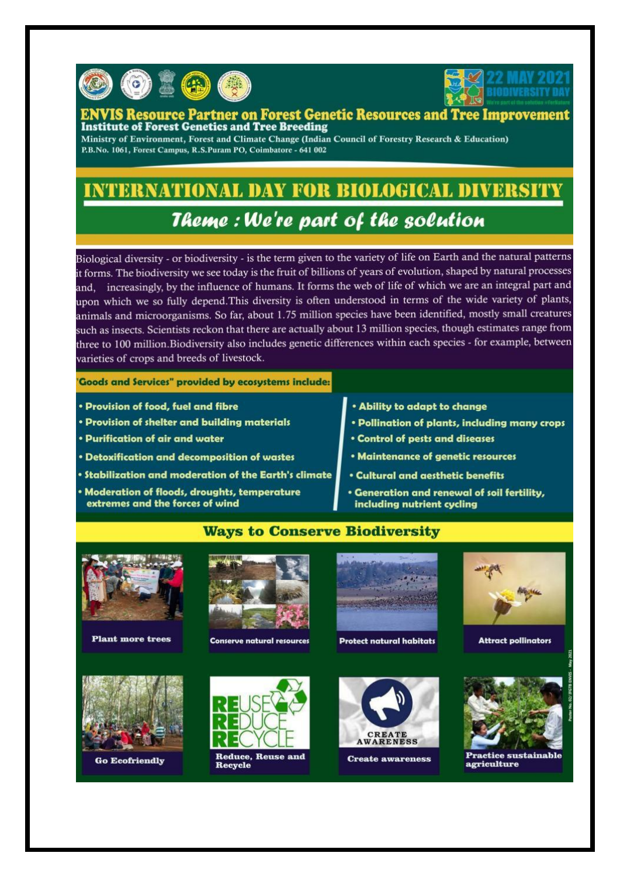22 MAY 2021
BIODIVERSITY DAY
We're part of the solution #ForNature

# ENVIS Resource Partner on Forest Genetic Resources and Tree Improvement

## Institute of Forest Genetics and Tree Breeding

Ministry of Environment, Forest and Climate Change (Indian Council of Forestry Research & Education)
P.B.No. 1061, Forest Campus, R.S.Puram PO, Coimbatore - 641 002

# INTERNATIONAL DAY FOR BIOLOGICAL DIVERSITY

## *Theme : We're part of the solution*

Biological diversity - or biodiversity - is the term given to the variety of life on Earth and the natural patterns it forms. The biodiversity we see today is the fruit of billions of years of evolution, shaped by natural processes and, increasingly, by the influence of humans. It forms the web of life of which we are an integral part and upon which we so fully depend.This diversity is often understood in terms of the wide variety of plants, animals and microorganisms. So far, about 1.75 million species have been identified, mostly small creatures such as insects. Scientists reckon that there are actually about 13 million species, though estimates range from three to 100 million.Biodiversity also includes genetic differences within each species - for example, between varieties of crops and breeds of livestock.

**'Goods and Services" provided by ecosystems include:**

- Provision of food, fuel and fibre
- Provision of shelter and building materials
- Purification of air and water
- Detoxification and decomposition of wastes
- Stabilization and moderation of the Earth's climate
- Moderation of floods, droughts, temperature extremes and the forces of wind
- Ability to adapt to change
- Pollination of plants, including many crops
- Control of pests and diseases
- Maintenance of genetic resources
- Cultural and aesthetic benefits
- Generation and renewal of soil fertility, including nutrient cycling

## Ways to Conserve Biodiversity

- Plant more trees
- Conserve natural resources
- Protect natural habitats
- Attract pollinators
- Go Ecofriendly
- Reduce, Reuse and Recycle
- Create awareness
- Practice sustainable agriculture

Poster No. 02/ IFGTB ENVIS - May 2021